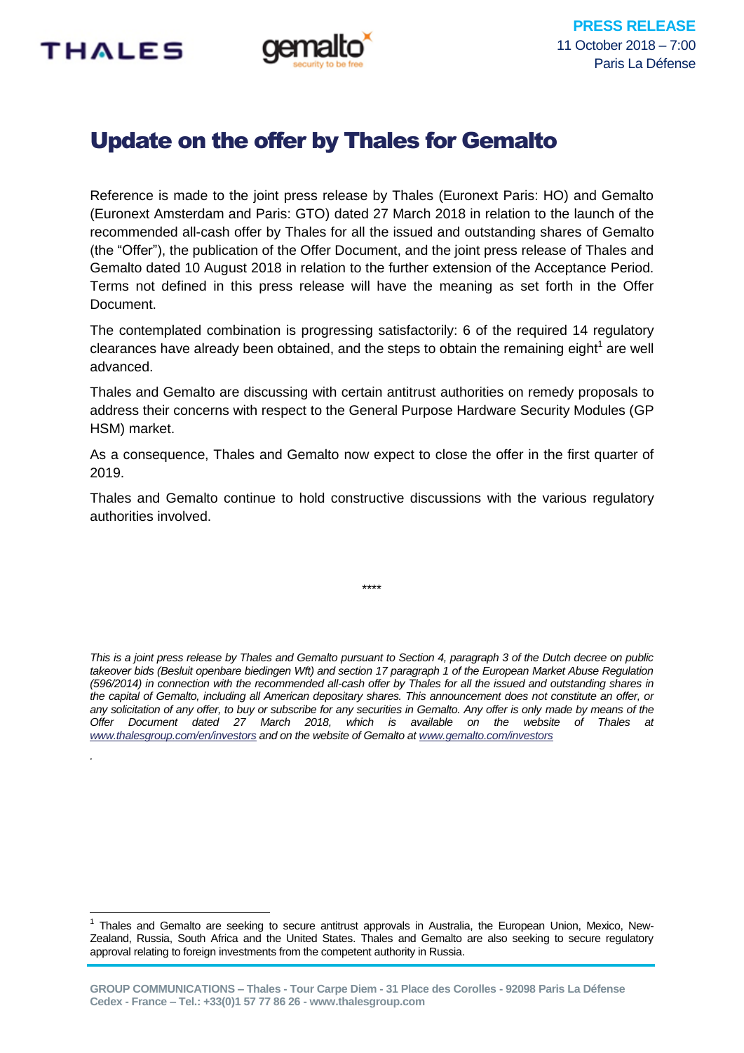**PRESS RELEASE**
11 October 2018 – 7:00
Paris La Défense

# Update on the offer by Thales for Gemalto

Reference is made to the joint press release by Thales (Euronext Paris: HO) and Gemalto (Euronext Amsterdam and Paris: GTO) dated 27 March 2018 in relation to the launch of the recommended all-cash offer by Thales for all the issued and outstanding shares of Gemalto (the "Offer"), the publication of the Offer Document, and the joint press release of Thales and Gemalto dated 10 August 2018 in relation to the further extension of the Acceptance Period. Terms not defined in this press release will have the meaning as set forth in the Offer Document.

The contemplated combination is progressing satisfactorily: 6 of the required 14 regulatory clearances have already been obtained, and the steps to obtain the remaining eight[1] are well advanced.

Thales and Gemalto are discussing with certain antitrust authorities on remedy proposals to address their concerns with respect to the General Purpose Hardware Security Modules (GP HSM) market.

As a consequence, Thales and Gemalto now expect to close the offer in the first quarter of 2019.

Thales and Gemalto continue to hold constructive discussions with the various regulatory authorities involved.

****

*This is a joint press release by Thales and Gemalto pursuant to Section 4, paragraph 3 of the Dutch decree on public takeover bids (Besluit openbare biedingen Wft) and section 17 paragraph 1 of the European Market Abuse Regulation (596/2014) in connection with the recommended all-cash offer by Thales for all the issued and outstanding shares in the capital of Gemalto, including all American depositary shares. This announcement does not constitute an offer, or any solicitation of any offer, to buy or subscribe for any securities in Gemalto. Any offer is only made by means of the Offer Document dated 27 March 2018, which is available on the website of Thales at [www.thalesgroup.com/en/investors](www.thalesgroup.com/en/investors) and on the website of Gemalto at [www.gemalto.com/investors](www.gemalto.com/investors)*

[1] Thales and Gemalto are seeking to secure antitrust approvals in Australia, the European Union, Mexico, New-Zealand, Russia, South Africa and the United States. Thales and Gemalto are also seeking to secure regulatory approval relating to foreign investments from the competent authority in Russia.

**GROUP COMMUNICATIONS – Thales - Tour Carpe Diem - 31 Place des Corolles - 92098 Paris La Défense Cedex - France – Tel.: +33(0)1 57 77 86 26 - www.thalesgroup.com**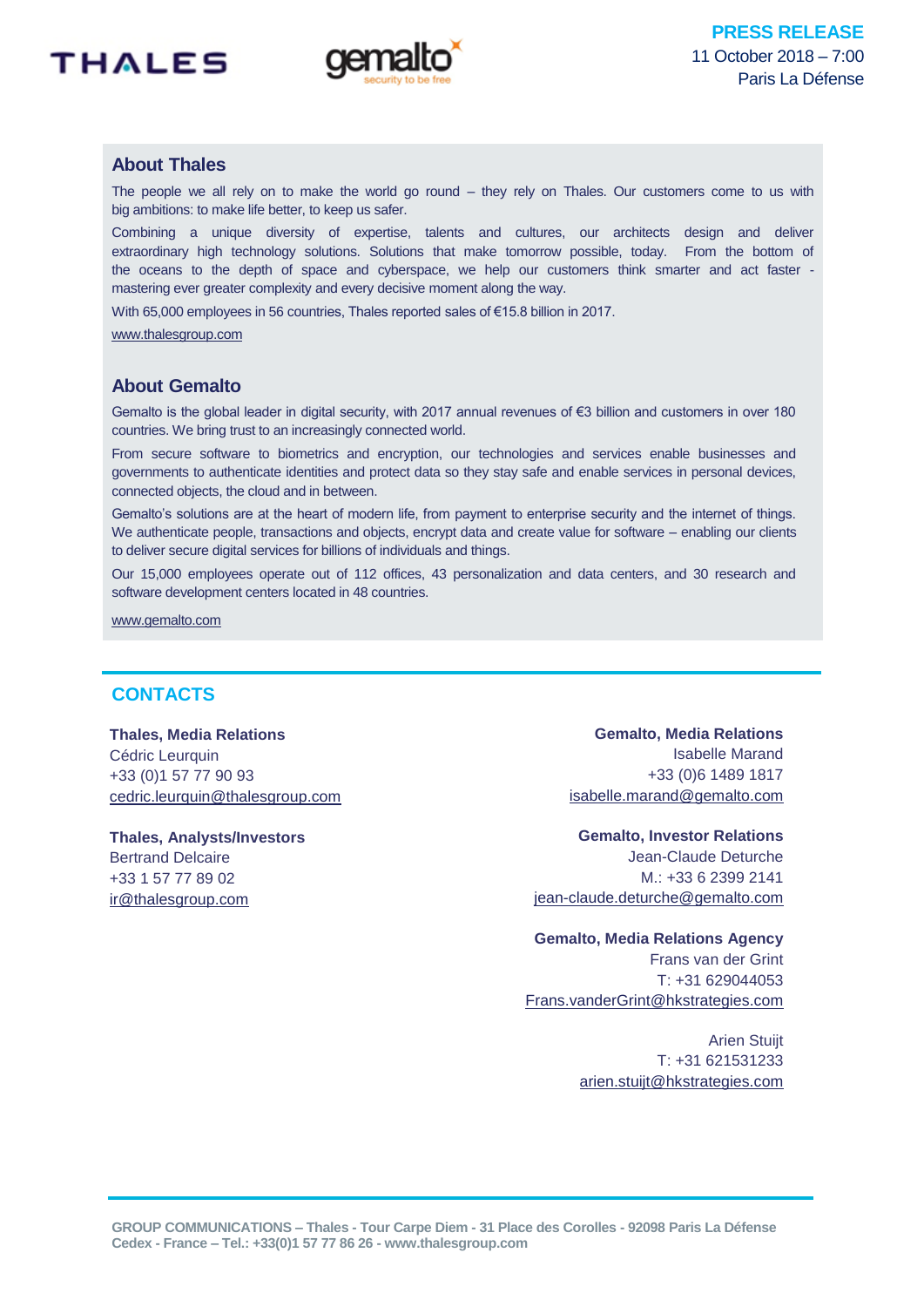## About Thales

The people we all rely on to make the world go round – they rely on Thales. Our customers come to us with big ambitions: to make life better, to keep us safer.

Combining a unique diversity of expertise, talents and cultures, our architects design and deliver extraordinary high technology solutions. Solutions that make tomorrow possible, today. From the bottom of the oceans to the depth of space and cyberspace, we help our customers think smarter and act faster - mastering ever greater complexity and every decisive moment along the way.

With 65,000 employees in 56 countries, Thales reported sales of €15.8 billion in 2017.

www.thalesgroup.com

## About Gemalto

Gemalto is the global leader in digital security, with 2017 annual revenues of €3 billion and customers in over 180 countries. We bring trust to an increasingly connected world.

From secure software to biometrics and encryption, our technologies and services enable businesses and governments to authenticate identities and protect data so they stay safe and enable services in personal devices, connected objects, the cloud and in between.

Gemalto's solutions are at the heart of modern life, from payment to enterprise security and the internet of things. We authenticate people, transactions and objects, encrypt data and create value for software – enabling our clients to deliver secure digital services for billions of individuals and things.

Our 15,000 employees operate out of 112 offices, 43 personalization and data centers, and 30 research and software development centers located in 48 countries.

www.gemalto.com

## CONTACTS

**Thales, Media Relations**
Cédric Leurquin
+33 (0)1 57 77 90 93
cedric.leurquin@thalesgroup.com

**Thales, Analysts/Investors**
Bertrand Delcaire
+33 1 57 77 89 02
ir@thalesgroup.com

**Gemalto, Media Relations**
Isabelle Marand
+33 (0)6 1489 1817
isabelle.marand@gemalto.com

**Gemalto, Investor Relations**
Jean-Claude Deturche
M.: +33 6 2399 2141
jean-claude.deturche@gemalto.com

**Gemalto, Media Relations Agency**
Frans van der Grint
T: +31 629044053
Frans.vanderGrint@hkstrategies.com

Arien Stuijt
T: +31 621531233
arien.stuijt@hkstrategies.com

GROUP COMMUNICATIONS – Thales - Tour Carpe Diem - 31 Place des Corolles - 92098 Paris La Défense Cedex - France – Tel.: +33(0)1 57 77 86 26 - www.thalesgroup.com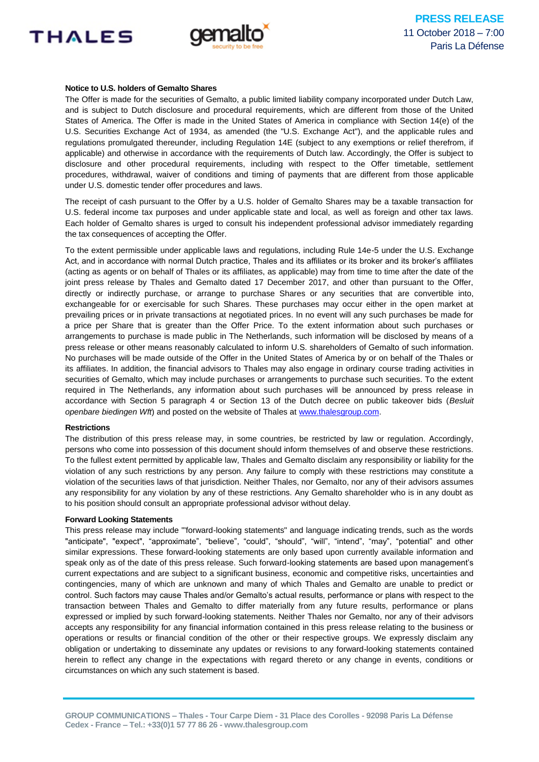**Notice to U.S. holders of Gemalto Shares**

The Offer is made for the securities of Gemalto, a public limited liability company incorporated under Dutch Law, and is subject to Dutch disclosure and procedural requirements, which are different from those of the United States of America. The Offer is made in the United States of America in compliance with Section 14(e) of the U.S. Securities Exchange Act of 1934, as amended (the "U.S. Exchange Act"), and the applicable rules and regulations promulgated thereunder, including Regulation 14E (subject to any exemptions or relief therefrom, if applicable) and otherwise in accordance with the requirements of Dutch law. Accordingly, the Offer is subject to disclosure and other procedural requirements, including with respect to the Offer timetable, settlement procedures, withdrawal, waiver of conditions and timing of payments that are different from those applicable under U.S. domestic tender offer procedures and laws.

The receipt of cash pursuant to the Offer by a U.S. holder of Gemalto Shares may be a taxable transaction for U.S. federal income tax purposes and under applicable state and local, as well as foreign and other tax laws. Each holder of Gemalto shares is urged to consult his independent professional advisor immediately regarding the tax consequences of accepting the Offer.

To the extent permissible under applicable laws and regulations, including Rule 14e-5 under the U.S. Exchange Act, and in accordance with normal Dutch practice, Thales and its affiliates or its broker and its broker's affiliates (acting as agents or on behalf of Thales or its affiliates, as applicable) may from time to time after the date of the joint press release by Thales and Gemalto dated 17 December 2017, and other than pursuant to the Offer, directly or indirectly purchase, or arrange to purchase Shares or any securities that are convertible into, exchangeable for or exercisable for such Shares. These purchases may occur either in the open market at prevailing prices or in private transactions at negotiated prices. In no event will any such purchases be made for a price per Share that is greater than the Offer Price. To the extent information about such purchases or arrangements to purchase is made public in The Netherlands, such information will be disclosed by means of a press release or other means reasonably calculated to inform U.S. shareholders of Gemalto of such information. No purchases will be made outside of the Offer in the United States of America by or on behalf of the Thales or its affiliates. In addition, the financial advisors to Thales may also engage in ordinary course trading activities in securities of Gemalto, which may include purchases or arrangements to purchase such securities. To the extent required in The Netherlands, any information about such purchases will be announced by press release in accordance with Section 5 paragraph 4 or Section 13 of the Dutch decree on public takeover bids (*Besluit openbare biedingen Wft*) and posted on the website of Thales at www.thalesgroup.com.

**Restrictions**

The distribution of this press release may, in some countries, be restricted by law or regulation. Accordingly, persons who come into possession of this document should inform themselves of and observe these restrictions. To the fullest extent permitted by applicable law, Thales and Gemalto disclaim any responsibility or liability for the violation of any such restrictions by any person. Any failure to comply with these restrictions may constitute a violation of the securities laws of that jurisdiction. Neither Thales, nor Gemalto, nor any of their advisors assumes any responsibility for any violation by any of these restrictions. Any Gemalto shareholder who is in any doubt as to his position should consult an appropriate professional advisor without delay.

**Forward Looking Statements**

This press release may include "'forward-looking statements" and language indicating trends, such as the words "anticipate", "expect", "approximate", "believe", "could", "should", "will", "intend", "may", "potential" and other similar expressions. These forward-looking statements are only based upon currently available information and speak only as of the date of this press release. Such forward-looking statements are based upon management's current expectations and are subject to a significant business, economic and competitive risks, uncertainties and contingencies, many of which are unknown and many of which Thales and Gemalto are unable to predict or control. Such factors may cause Thales and/or Gemalto's actual results, performance or plans with respect to the transaction between Thales and Gemalto to differ materially from any future results, performance or plans expressed or implied by such forward-looking statements. Neither Thales nor Gemalto, nor any of their advisors accepts any responsibility for any financial information contained in this press release relating to the business or operations or results or financial condition of the other or their respective groups. We expressly disclaim any obligation or undertaking to disseminate any updates or revisions to any forward-looking statements contained herein to reflect any change in the expectations with regard thereto or any change in events, conditions or circumstances on which any such statement is based.